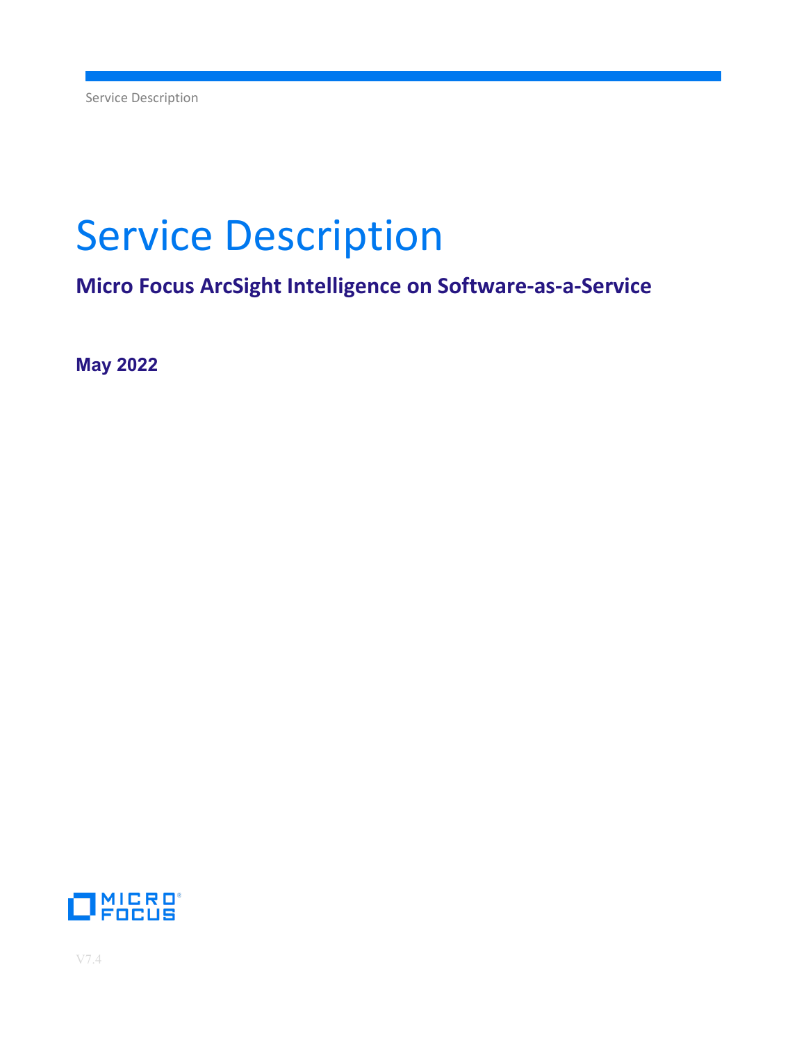# Service Description

## Micro Focus ArcSight Intelligence on Software-as-a-Service

**May 2022**

V7.4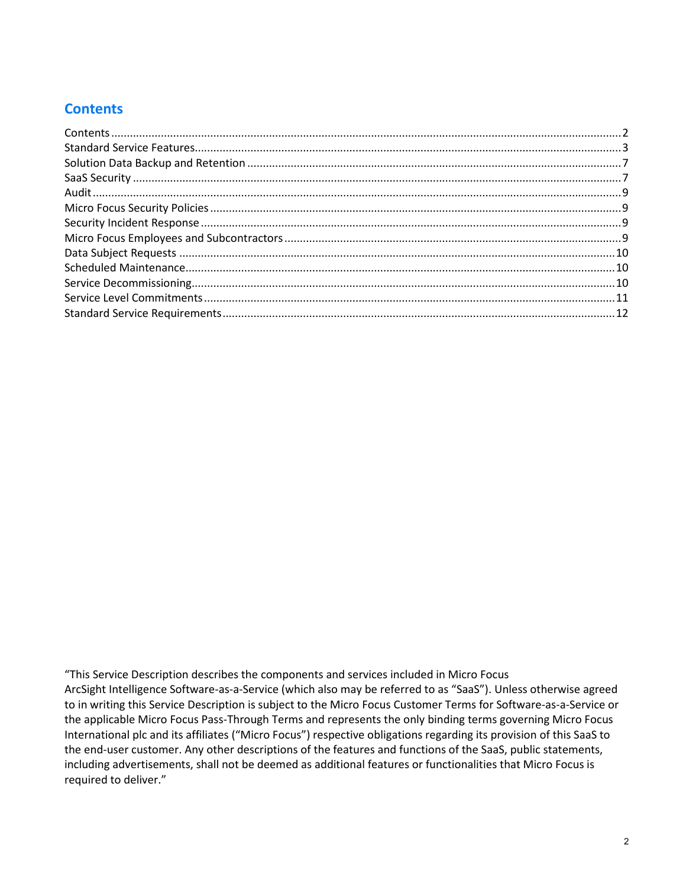## Contents

Contents .......... 2
Standard Service Features .......... 3
Solution Data Backup and Retention .......... 7
SaaS Security .......... 7
Audit .......... 9
Micro Focus Security Policies .......... 9
Security Incident Response .......... 9
Micro Focus Employees and Subcontractors .......... 9
Data Subject Requests .......... 10
Scheduled Maintenance .......... 10
Service Decommissioning .......... 10
Service Level Commitments .......... 11
Standard Service Requirements .......... 12

"This Service Description describes the components and services included in Micro Focus ArcSight Intelligence Software-as-a-Service (which also may be referred to as "SaaS"). Unless otherwise agreed to in writing this Service Description is subject to the Micro Focus Customer Terms for Software-as-a-Service or the applicable Micro Focus Pass-Through Terms and represents the only binding terms governing Micro Focus International plc and its affiliates ("Micro Focus") respective obligations regarding its provision of this SaaS to the end-user customer. Any other descriptions of the features and functions of the SaaS, public statements, including advertisements, shall not be deemed as additional features or functionalities that Micro Focus is required to deliver."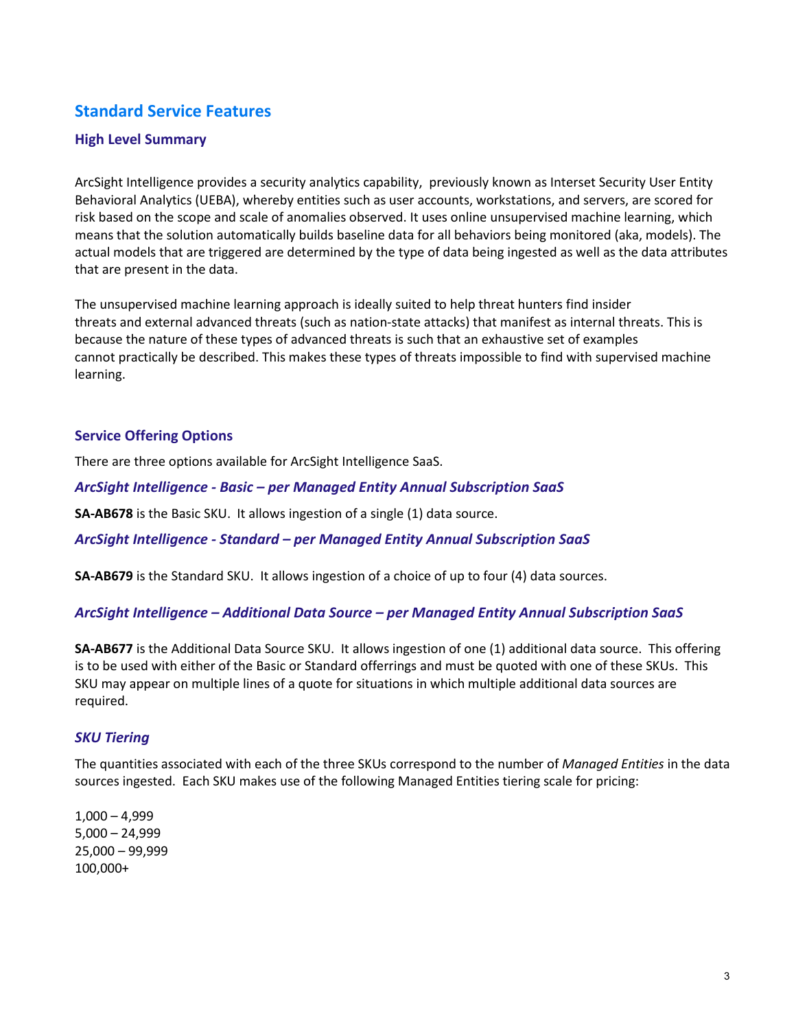## Standard Service Features

### High Level Summary

ArcSight Intelligence provides a security analytics capability, previously known as Interset Security User Entity Behavioral Analytics (UEBA), whereby entities such as user accounts, workstations, and servers, are scored for risk based on the scope and scale of anomalies observed. It uses online unsupervised machine learning, which means that the solution automatically builds baseline data for all behaviors being monitored (aka, models). The actual models that are triggered are determined by the type of data being ingested as well as the data attributes that are present in the data.

The unsupervised machine learning approach is ideally suited to help threat hunters find insider threats and external advanced threats (such as nation-state attacks) that manifest as internal threats. This is because the nature of these types of advanced threats is such that an exhaustive set of examples cannot practically be described. This makes these types of threats impossible to find with supervised machine learning.

### Service Offering Options

There are three options available for ArcSight Intelligence SaaS.

#### *ArcSight Intelligence - Basic – per Managed Entity Annual Subscription SaaS*

**SA-AB678** is the Basic SKU. It allows ingestion of a single (1) data source.

#### *ArcSight Intelligence - Standard – per Managed Entity Annual Subscription SaaS*

**SA-AB679** is the Standard SKU. It allows ingestion of a choice of up to four (4) data sources.

#### *ArcSight Intelligence – Additional Data Source – per Managed Entity Annual Subscription SaaS*

**SA-AB677** is the Additional Data Source SKU. It allows ingestion of one (1) additional data source. This offering is to be used with either of the Basic or Standard offerings and must be quoted with one of these SKUs. This SKU may appear on multiple lines of a quote for situations in which multiple additional data sources are required.

#### *SKU Tiering*

The quantities associated with each of the three SKUs correspond to the number of *Managed Entities* in the data sources ingested. Each SKU makes use of the following Managed Entities tiering scale for pricing:

1,000 – 4,999
5,000 – 24,999
25,000 – 99,999
100,000+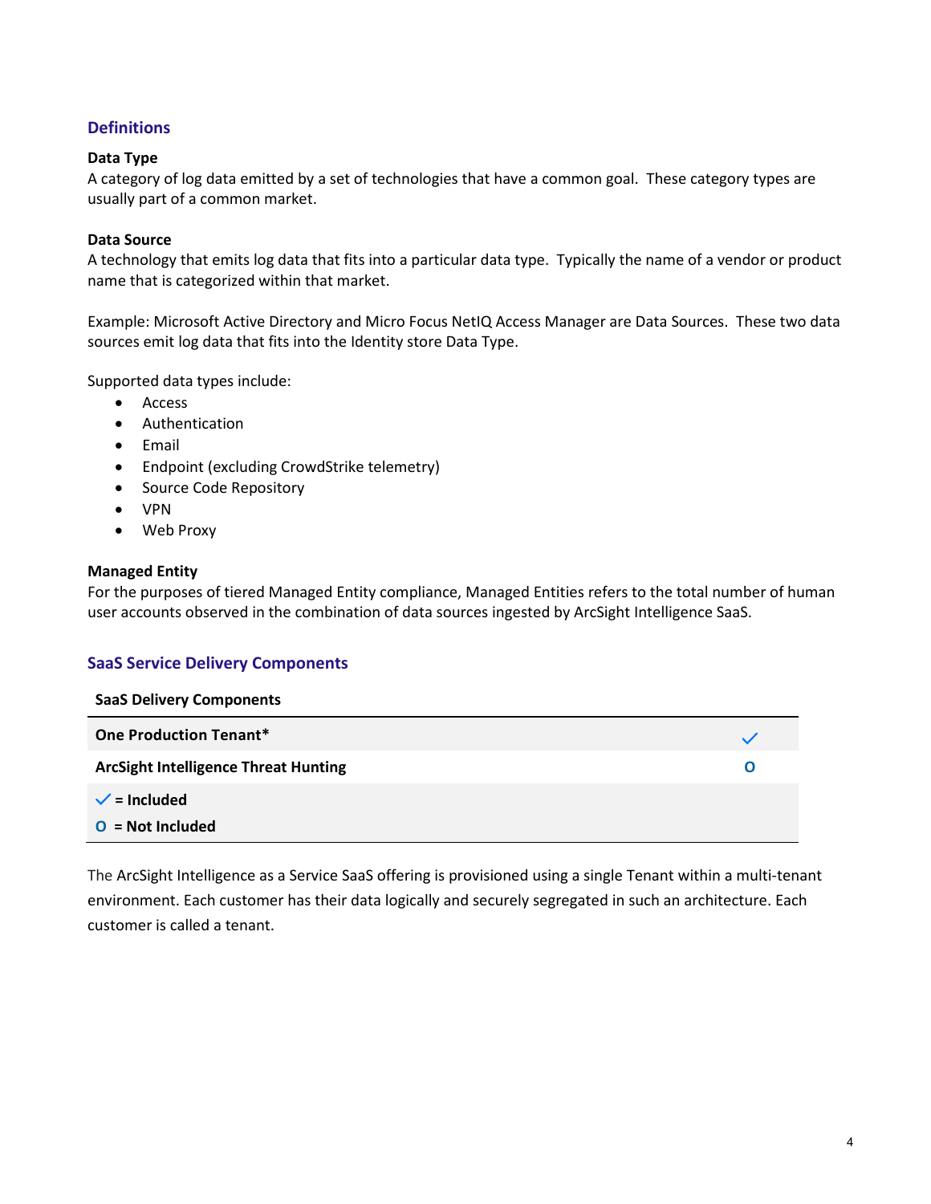## Definitions

**Data Type**
A category of log data emitted by a set of technologies that have a common goal. These category types are usually part of a common market.

**Data Source**
A technology that emits log data that fits into a particular data type. Typically the name of a vendor or product name that is categorized within that market.

Example: Microsoft Active Directory and Micro Focus NetIQ Access Manager are Data Sources. These two data sources emit log data that fits into the Identity store Data Type.

Supported data types include:

- Access
- Authentication
- Email
- Endpoint (excluding CrowdStrike telemetry)
- Source Code Repository
- VPN
- Web Proxy

**Managed Entity**
For the purposes of tiered Managed Entity compliance, Managed Entities refers to the total number of human user accounts observed in the combination of data sources ingested by ArcSight Intelligence SaaS.

## SaaS Service Delivery Components

| SaaS Delivery Components | |
|---|---|
| **One Production Tenant*** | ✓ |
| **ArcSight Intelligence Threat Hunting** | O |
| ✓ = **Included** | |
| O = **Not Included** | |

The ArcSight Intelligence as a Service SaaS offering is provisioned using a single Tenant within a multi-tenant environment. Each customer has their data logically and securely segregated in such an architecture. Each customer is called a tenant.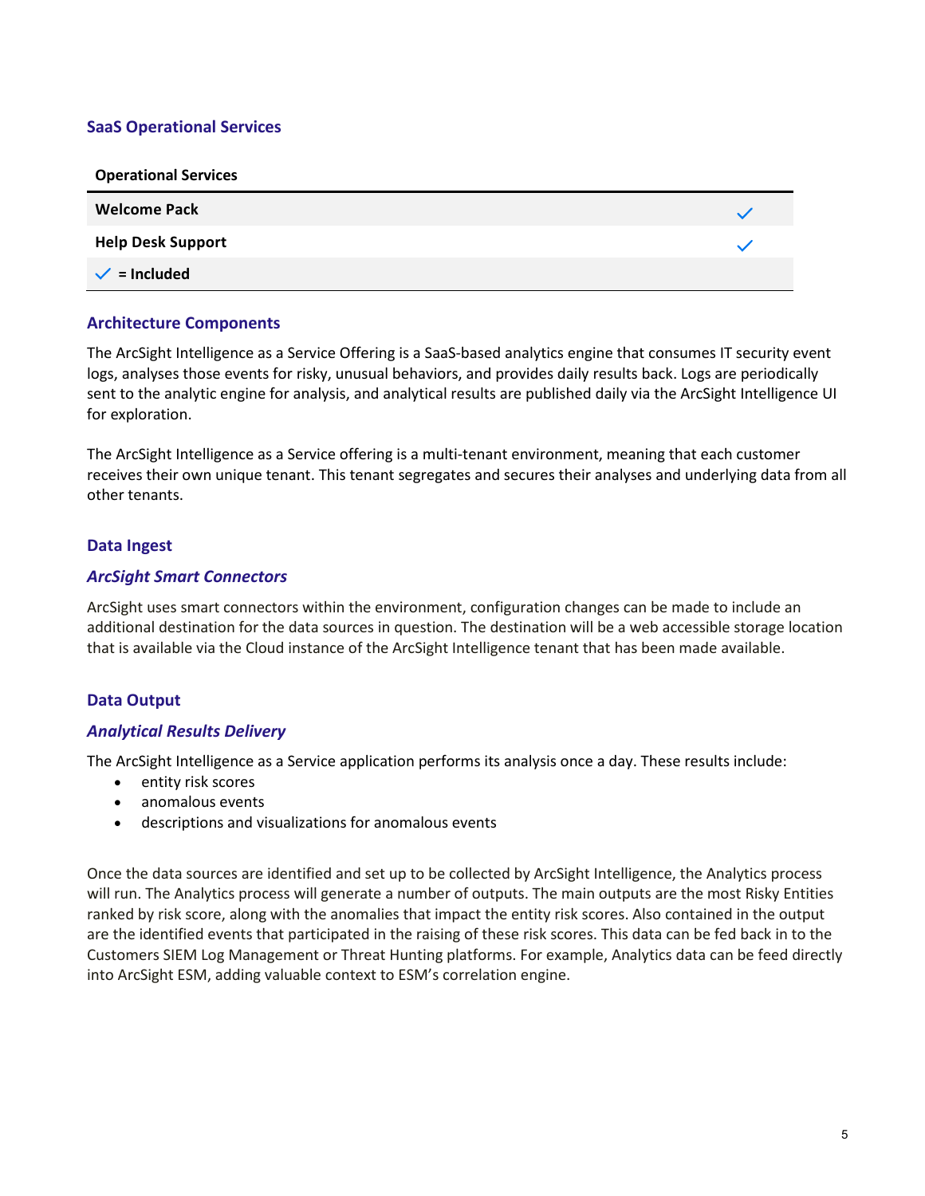## SaaS Operational Services

| Operational Services | |
|---|---|
| **Welcome Pack** | ✓ |
| **Help Desk Support** | ✓ |
| ✓ **= Included** | |

## Architecture Components

The ArcSight Intelligence as a Service Offering is a SaaS-based analytics engine that consumes IT security event logs, analyses those events for risky, unusual behaviors, and provides daily results back. Logs are periodically sent to the analytic engine for analysis, and analytical results are published daily via the ArcSight Intelligence UI for exploration.

The ArcSight Intelligence as a Service offering is a multi-tenant environment, meaning that each customer receives their own unique tenant. This tenant segregates and secures their analyses and underlying data from all other tenants.

## Data Ingest

### *ArcSight Smart Connectors*

ArcSight uses smart connectors within the environment, configuration changes can be made to include an additional destination for the data sources in question. The destination will be a web accessible storage location that is available via the Cloud instance of the ArcSight Intelligence tenant that has been made available.

## Data Output

### *Analytical Results Delivery*

The ArcSight Intelligence as a Service application performs its analysis once a day. These results include:

- entity risk scores
- anomalous events
- descriptions and visualizations for anomalous events

Once the data sources are identified and set up to be collected by ArcSight Intelligence, the Analytics process will run. The Analytics process will generate a number of outputs. The main outputs are the most Risky Entities ranked by risk score, along with the anomalies that impact the entity risk scores. Also contained in the output are the identified events that participated in the raising of these risk scores. This data can be fed back in to the Customers SIEM Log Management or Threat Hunting platforms. For example, Analytics data can be feed directly into ArcSight ESM, adding valuable context to ESM's correlation engine.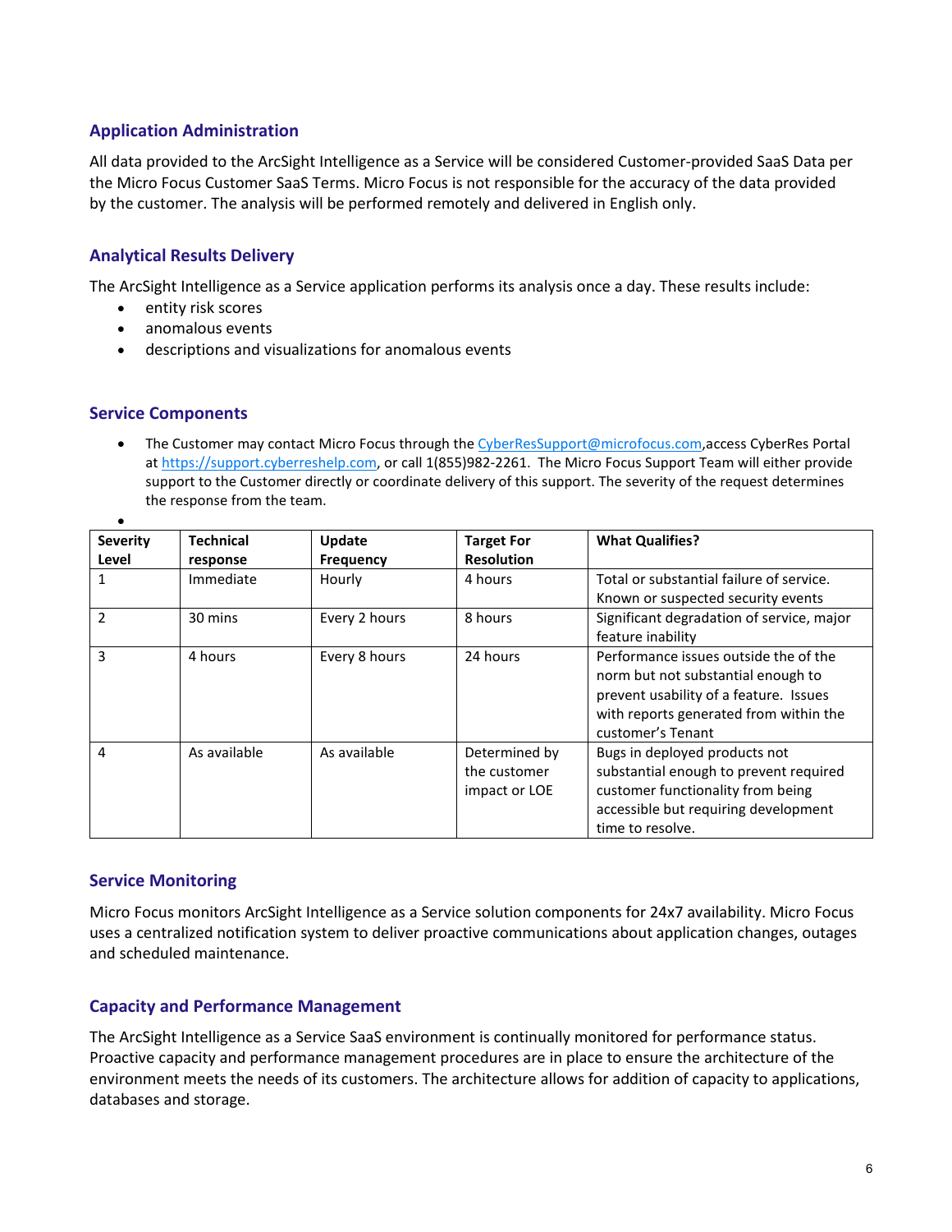## Application Administration

All data provided to the ArcSight Intelligence as a Service will be considered Customer-provided SaaS Data per the Micro Focus Customer SaaS Terms. Micro Focus is not responsible for the accuracy of the data provided by the customer. The analysis will be performed remotely and delivered in English only.

## Analytical Results Delivery

The ArcSight Intelligence as a Service application performs its analysis once a day. These results include:

- entity risk scores
- anomalous events
- descriptions and visualizations for anomalous events

## Service Components

- The Customer may contact Micro Focus through the CyberResSupport@microfocus.com,access CyberRes Portal at https://support.cyberreshelp.com, or call 1(855)982-2261. The Micro Focus Support Team will either provide support to the Customer directly or coordinate delivery of this support. The severity of the request determines the response from the team.

| Severity Level | Technical response | Update Frequency | Target For Resolution | What Qualifies? |
|---|---|---|---|---|
| 1 | Immediate | Hourly | 4 hours | Total or substantial failure of service. Known or suspected security events |
| 2 | 30 mins | Every 2 hours | 8 hours | Significant degradation of service, major feature inability |
| 3 | 4 hours | Every 8 hours | 24 hours | Performance issues outside the of the norm but not substantial enough to prevent usability of a feature. Issues with reports generated from within the customer's Tenant |
| 4 | As available | As available | Determined by the customer impact or LOE | Bugs in deployed products not substantial enough to prevent required customer functionality from being accessible but requiring development time to resolve. |

## Service Monitoring

Micro Focus monitors ArcSight Intelligence as a Service solution components for 24x7 availability. Micro Focus uses a centralized notification system to deliver proactive communications about application changes, outages and scheduled maintenance.

## Capacity and Performance Management

The ArcSight Intelligence as a Service SaaS environment is continually monitored for performance status. Proactive capacity and performance management procedures are in place to ensure the architecture of the environment meets the needs of its customers. The architecture allows for addition of capacity to applications, databases and storage.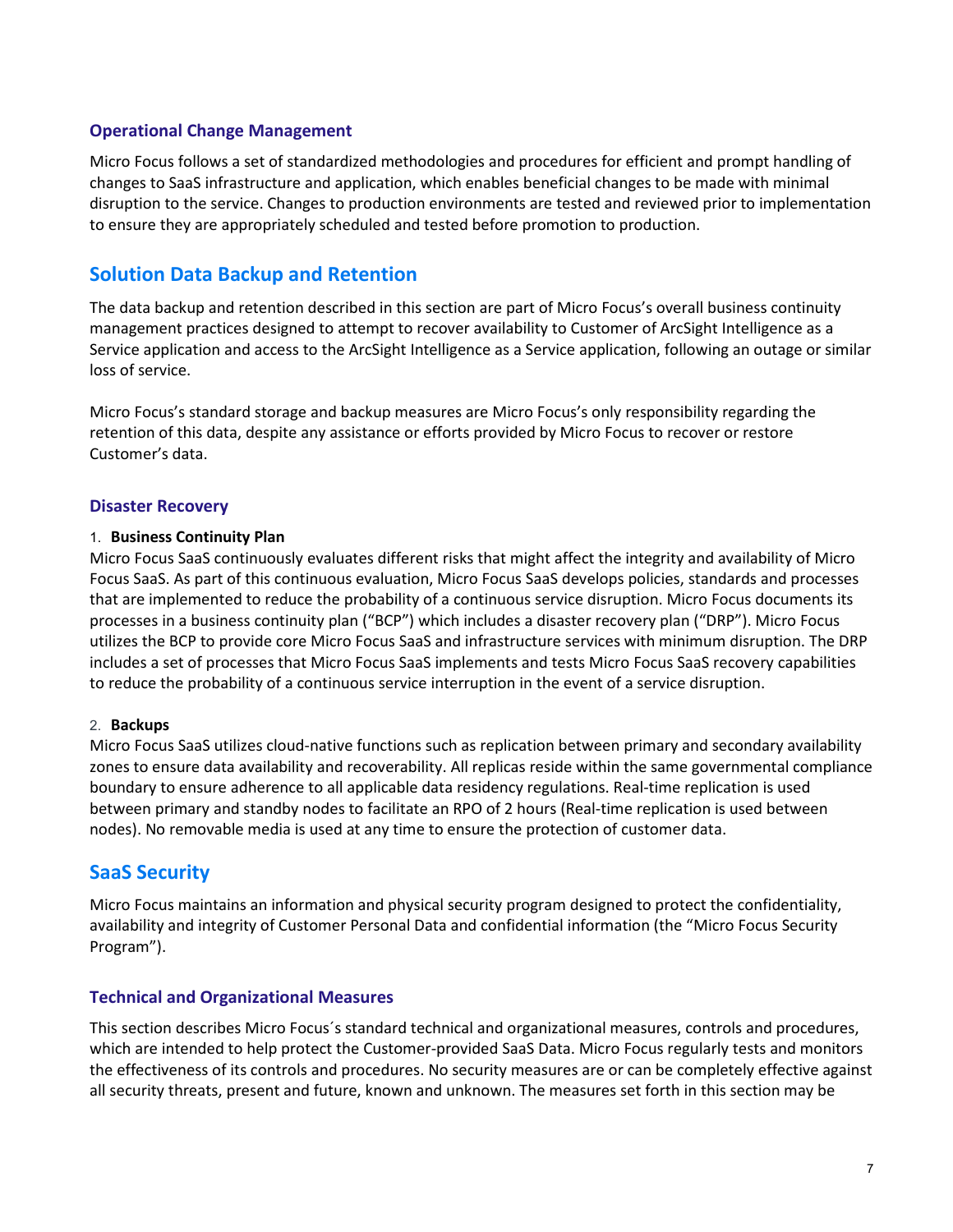### Operational Change Management

Micro Focus follows a set of standardized methodologies and procedures for efficient and prompt handling of changes to SaaS infrastructure and application, which enables beneficial changes to be made with minimal disruption to the service. Changes to production environments are tested and reviewed prior to implementation to ensure they are appropriately scheduled and tested before promotion to production.

## Solution Data Backup and Retention

The data backup and retention described in this section are part of Micro Focus's overall business continuity management practices designed to attempt to recover availability to Customer of ArcSight Intelligence as a Service application and access to the ArcSight Intelligence as a Service application, following an outage or similar loss of service.

Micro Focus's standard storage and backup measures are Micro Focus's only responsibility regarding the retention of this data, despite any assistance or efforts provided by Micro Focus to recover or restore Customer's data.

### Disaster Recovery

1. **Business Continuity Plan**

Micro Focus SaaS continuously evaluates different risks that might affect the integrity and availability of Micro Focus SaaS. As part of this continuous evaluation, Micro Focus SaaS develops policies, standards and processes that are implemented to reduce the probability of a continuous service disruption. Micro Focus documents its processes in a business continuity plan ("BCP") which includes a disaster recovery plan ("DRP"). Micro Focus utilizes the BCP to provide core Micro Focus SaaS and infrastructure services with minimum disruption. The DRP includes a set of processes that Micro Focus SaaS implements and tests Micro Focus SaaS recovery capabilities to reduce the probability of a continuous service interruption in the event of a service disruption.

2. **Backups**

Micro Focus SaaS utilizes cloud-native functions such as replication between primary and secondary availability zones to ensure data availability and recoverability. All replicas reside within the same governmental compliance boundary to ensure adherence to all applicable data residency regulations. Real-time replication is used between primary and standby nodes to facilitate an RPO of 2 hours (Real-time replication is used between nodes). No removable media is used at any time to ensure the protection of customer data.

## SaaS Security

Micro Focus maintains an information and physical security program designed to protect the confidentiality, availability and integrity of Customer Personal Data and confidential information (the "Micro Focus Security Program").

### Technical and Organizational Measures

This section describes Micro Focus´s standard technical and organizational measures, controls and procedures, which are intended to help protect the Customer-provided SaaS Data. Micro Focus regularly tests and monitors the effectiveness of its controls and procedures. No security measures are or can be completely effective against all security threats, present and future, known and unknown. The measures set forth in this section may be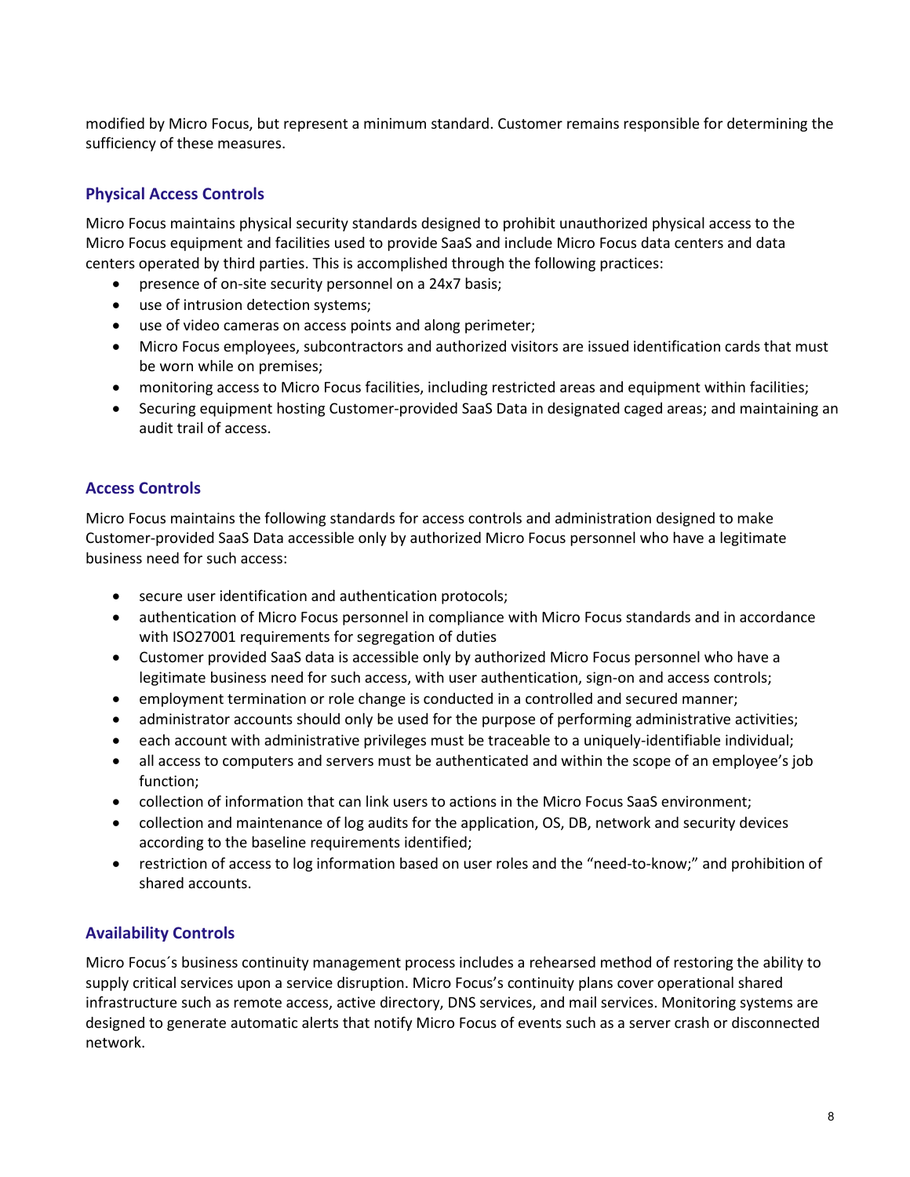modified by Micro Focus, but represent a minimum standard. Customer remains responsible for determining the sufficiency of these measures.

### Physical Access Controls

Micro Focus maintains physical security standards designed to prohibit unauthorized physical access to the Micro Focus equipment and facilities used to provide SaaS and include Micro Focus data centers and data centers operated by third parties. This is accomplished through the following practices:

- presence of on-site security personnel on a 24x7 basis;
- use of intrusion detection systems;
- use of video cameras on access points and along perimeter;
- Micro Focus employees, subcontractors and authorized visitors are issued identification cards that must be worn while on premises;
- monitoring access to Micro Focus facilities, including restricted areas and equipment within facilities;
- Securing equipment hosting Customer-provided SaaS Data in designated caged areas; and maintaining an audit trail of access.

### Access Controls

Micro Focus maintains the following standards for access controls and administration designed to make Customer-provided SaaS Data accessible only by authorized Micro Focus personnel who have a legitimate business need for such access:

- secure user identification and authentication protocols;
- authentication of Micro Focus personnel in compliance with Micro Focus standards and in accordance with ISO27001 requirements for segregation of duties
- Customer provided SaaS data is accessible only by authorized Micro Focus personnel who have a legitimate business need for such access, with user authentication, sign-on and access controls;
- employment termination or role change is conducted in a controlled and secured manner;
- administrator accounts should only be used for the purpose of performing administrative activities;
- each account with administrative privileges must be traceable to a uniquely-identifiable individual;
- all access to computers and servers must be authenticated and within the scope of an employee's job function;
- collection of information that can link users to actions in the Micro Focus SaaS environment;
- collection and maintenance of log audits for the application, OS, DB, network and security devices according to the baseline requirements identified;
- restriction of access to log information based on user roles and the "need-to-know;" and prohibition of shared accounts.

### Availability Controls

Micro Focus´s business continuity management process includes a rehearsed method of restoring the ability to supply critical services upon a service disruption. Micro Focus's continuity plans cover operational shared infrastructure such as remote access, active directory, DNS services, and mail services. Monitoring systems are designed to generate automatic alerts that notify Micro Focus of events such as a server crash or disconnected network.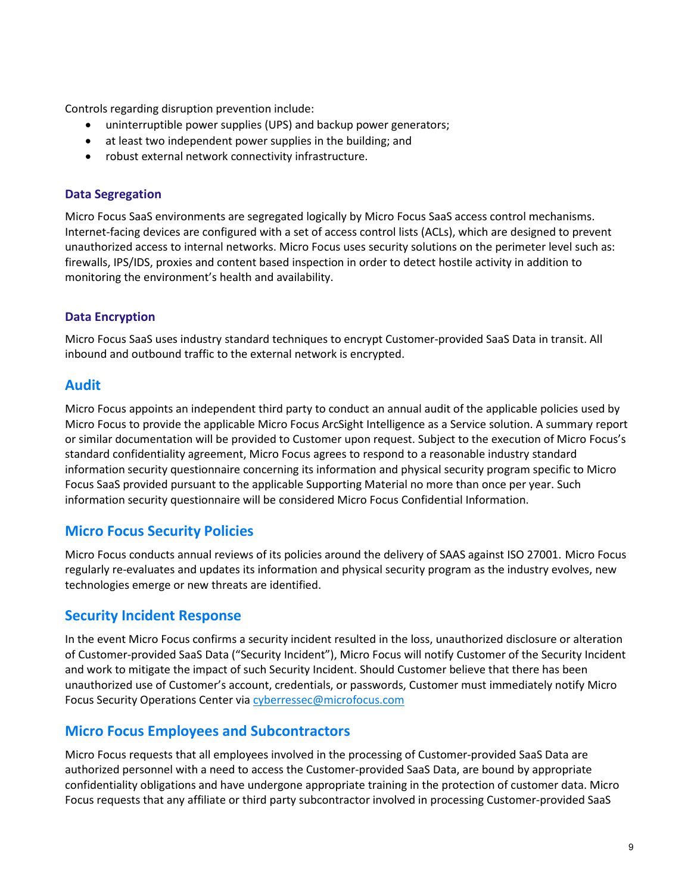Controls regarding disruption prevention include:

- uninterruptible power supplies (UPS) and backup power generators;
- at least two independent power supplies in the building; and
- robust external network connectivity infrastructure.

### Data Segregation

Micro Focus SaaS environments are segregated logically by Micro Focus SaaS access control mechanisms. Internet-facing devices are configured with a set of access control lists (ACLs), which are designed to prevent unauthorized access to internal networks. Micro Focus uses security solutions on the perimeter level such as: firewalls, IPS/IDS, proxies and content based inspection in order to detect hostile activity in addition to monitoring the environment's health and availability.

### Data Encryption

Micro Focus SaaS uses industry standard techniques to encrypt Customer-provided SaaS Data in transit. All inbound and outbound traffic to the external network is encrypted.

## Audit

Micro Focus appoints an independent third party to conduct an annual audit of the applicable policies used by Micro Focus to provide the applicable Micro Focus ArcSight Intelligence as a Service solution. A summary report or similar documentation will be provided to Customer upon request. Subject to the execution of Micro Focus's standard confidentiality agreement, Micro Focus agrees to respond to a reasonable industry standard information security questionnaire concerning its information and physical security program specific to Micro Focus SaaS provided pursuant to the applicable Supporting Material no more than once per year. Such information security questionnaire will be considered Micro Focus Confidential Information.

## Micro Focus Security Policies

Micro Focus conducts annual reviews of its policies around the delivery of SAAS against ISO 27001. Micro Focus regularly re-evaluates and updates its information and physical security program as the industry evolves, new technologies emerge or new threats are identified.

## Security Incident Response

In the event Micro Focus confirms a security incident resulted in the loss, unauthorized disclosure or alteration of Customer-provided SaaS Data ("Security Incident"), Micro Focus will notify Customer of the Security Incident and work to mitigate the impact of such Security Incident. Should Customer believe that there has been unauthorized use of Customer's account, credentials, or passwords, Customer must immediately notify Micro Focus Security Operations Center via cyberressec@microfocus.com

## Micro Focus Employees and Subcontractors

Micro Focus requests that all employees involved in the processing of Customer-provided SaaS Data are authorized personnel with a need to access the Customer-provided SaaS Data, are bound by appropriate confidentiality obligations and have undergone appropriate training in the protection of customer data. Micro Focus requests that any affiliate or third party subcontractor involved in processing Customer-provided SaaS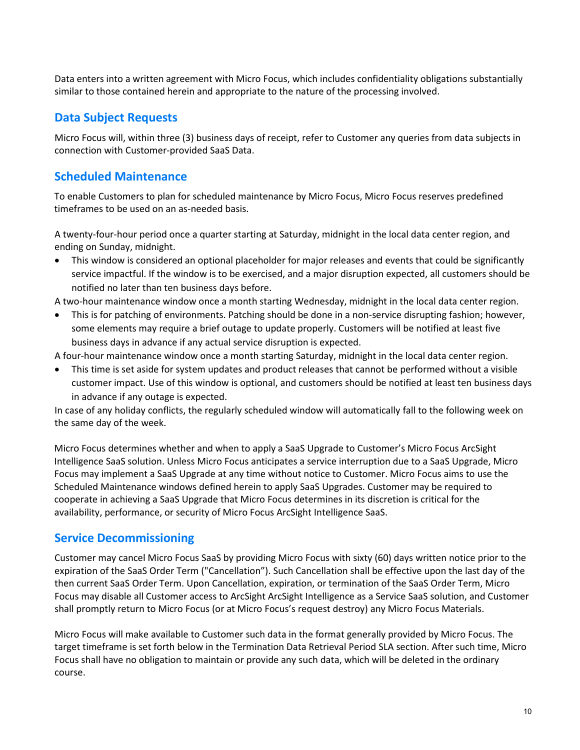Data enters into a written agreement with Micro Focus, which includes confidentiality obligations substantially similar to those contained herein and appropriate to the nature of the processing involved.

## Data Subject Requests

Micro Focus will, within three (3) business days of receipt, refer to Customer any queries from data subjects in connection with Customer-provided SaaS Data.

## Scheduled Maintenance

To enable Customers to plan for scheduled maintenance by Micro Focus, Micro Focus reserves predefined timeframes to be used on an as-needed basis.

A twenty-four-hour period once a quarter starting at Saturday, midnight in the local data center region, and ending on Sunday, midnight.

- This window is considered an optional placeholder for major releases and events that could be significantly service impactful. If the window is to be exercised, and a major disruption expected, all customers should be notified no later than ten business days before.

A two-hour maintenance window once a month starting Wednesday, midnight in the local data center region.

- This is for patching of environments. Patching should be done in a non-service disrupting fashion; however, some elements may require a brief outage to update properly. Customers will be notified at least five business days in advance if any actual service disruption is expected.

A four-hour maintenance window once a month starting Saturday, midnight in the local data center region.

- This time is set aside for system updates and product releases that cannot be performed without a visible customer impact. Use of this window is optional, and customers should be notified at least ten business days in advance if any outage is expected.

In case of any holiday conflicts, the regularly scheduled window will automatically fall to the following week on the same day of the week.

Micro Focus determines whether and when to apply a SaaS Upgrade to Customer's Micro Focus ArcSight Intelligence SaaS solution. Unless Micro Focus anticipates a service interruption due to a SaaS Upgrade, Micro Focus may implement a SaaS Upgrade at any time without notice to Customer. Micro Focus aims to use the Scheduled Maintenance windows defined herein to apply SaaS Upgrades. Customer may be required to cooperate in achieving a SaaS Upgrade that Micro Focus determines in its discretion is critical for the availability, performance, or security of Micro Focus ArcSight Intelligence SaaS.

## Service Decommissioning

Customer may cancel Micro Focus SaaS by providing Micro Focus with sixty (60) days written notice prior to the expiration of the SaaS Order Term ("Cancellation"). Such Cancellation shall be effective upon the last day of the then current SaaS Order Term. Upon Cancellation, expiration, or termination of the SaaS Order Term, Micro Focus may disable all Customer access to ArcSight ArcSight Intelligence as a Service SaaS solution, and Customer shall promptly return to Micro Focus (or at Micro Focus's request destroy) any Micro Focus Materials.

Micro Focus will make available to Customer such data in the format generally provided by Micro Focus. The target timeframe is set forth below in the Termination Data Retrieval Period SLA section. After such time, Micro Focus shall have no obligation to maintain or provide any such data, which will be deleted in the ordinary course.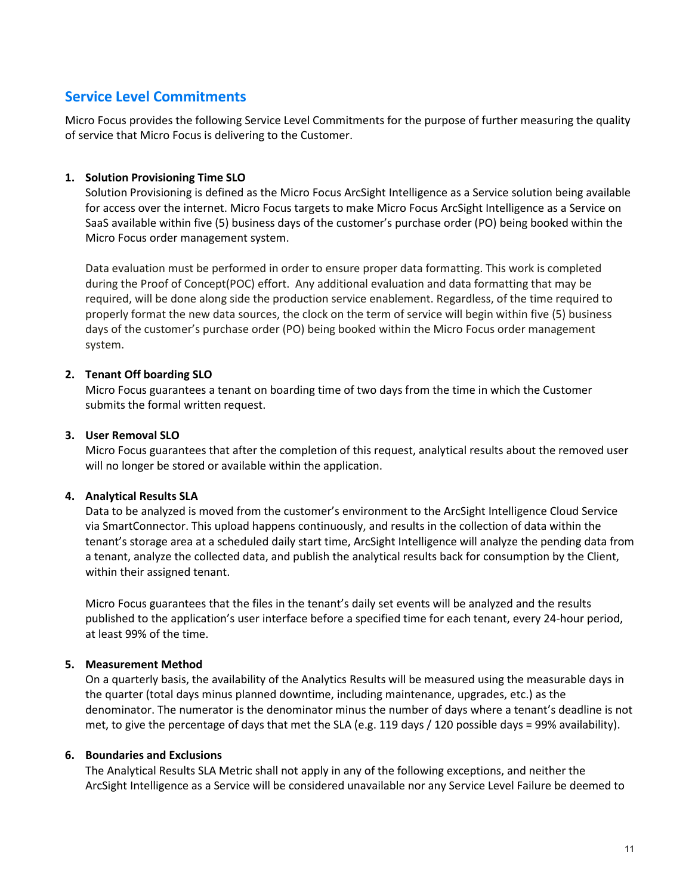## Service Level Commitments

Micro Focus provides the following Service Level Commitments for the purpose of further measuring the quality of service that Micro Focus is delivering to the Customer.

1. **Solution Provisioning Time SLO**

   Solution Provisioning is defined as the Micro Focus ArcSight Intelligence as a Service solution being available for access over the internet. Micro Focus targets to make Micro Focus ArcSight Intelligence as a Service on SaaS available within five (5) business days of the customer's purchase order (PO) being booked within the Micro Focus order management system.

   Data evaluation must be performed in order to ensure proper data formatting. This work is completed during the Proof of Concept(POC) effort. Any additional evaluation and data formatting that may be required, will be done along side the production service enablement. Regardless, of the time required to properly format the new data sources, the clock on the term of service will begin within five (5) business days of the customer's purchase order (PO) being booked within the Micro Focus order management system.

2. **Tenant Off boarding SLO**

   Micro Focus guarantees a tenant on boarding time of two days from the time in which the Customer submits the formal written request.

3. **User Removal SLO**

   Micro Focus guarantees that after the completion of this request, analytical results about the removed user will no longer be stored or available within the application.

4. **Analytical Results SLA**

   Data to be analyzed is moved from the customer's environment to the ArcSight Intelligence Cloud Service via SmartConnector. This upload happens continuously, and results in the collection of data within the tenant's storage area at a scheduled daily start time, ArcSight Intelligence will analyze the pending data from a tenant, analyze the collected data, and publish the analytical results back for consumption by the Client, within their assigned tenant.

   Micro Focus guarantees that the files in the tenant's daily set events will be analyzed and the results published to the application's user interface before a specified time for each tenant, every 24-hour period, at least 99% of the time.

5. **Measurement Method**

   On a quarterly basis, the availability of the Analytics Results will be measured using the measurable days in the quarter (total days minus planned downtime, including maintenance, upgrades, etc.) as the denominator. The numerator is the denominator minus the number of days where a tenant's deadline is not met, to give the percentage of days that met the SLA (e.g. 119 days / 120 possible days = 99% availability).

6. **Boundaries and Exclusions**

   The Analytical Results SLA Metric shall not apply in any of the following exceptions, and neither the ArcSight Intelligence as a Service will be considered unavailable nor any Service Level Failure be deemed to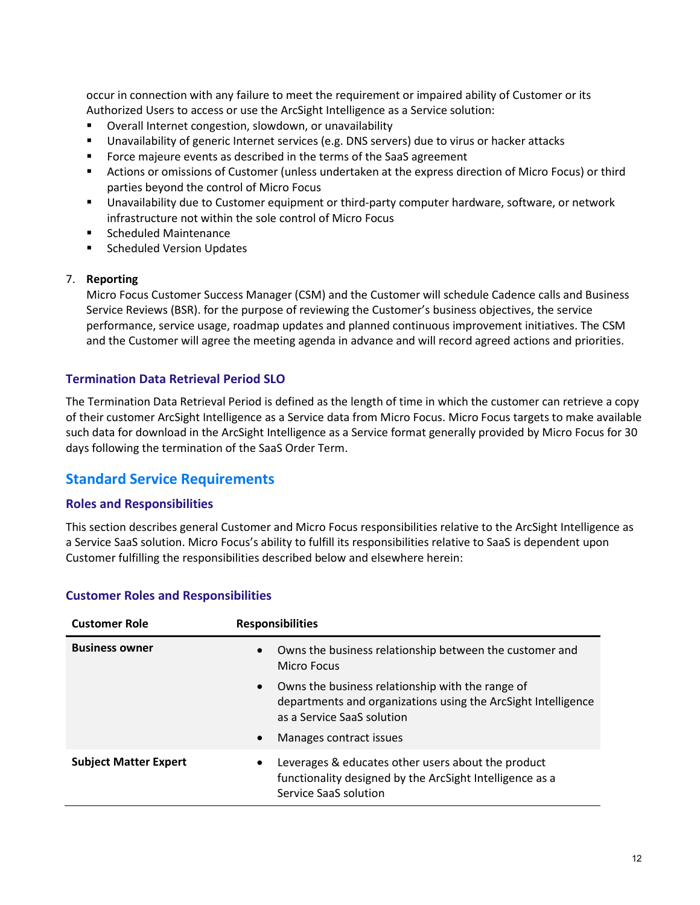occur in connection with any failure to meet the requirement or impaired ability of Customer or its Authorized Users to access or use the ArcSight Intelligence as a Service solution:

- Overall Internet congestion, slowdown, or unavailability
- Unavailability of generic Internet services (e.g. DNS servers) due to virus or hacker attacks
- Force majeure events as described in the terms of the SaaS agreement
- Actions or omissions of Customer (unless undertaken at the express direction of Micro Focus) or third parties beyond the control of Micro Focus
- Unavailability due to Customer equipment or third-party computer hardware, software, or network infrastructure not within the sole control of Micro Focus
- Scheduled Maintenance
- Scheduled Version Updates

7. **Reporting**

   Micro Focus Customer Success Manager (CSM) and the Customer will schedule Cadence calls and Business Service Reviews (BSR). for the purpose of reviewing the Customer's business objectives, the service performance, service usage, roadmap updates and planned continuous improvement initiatives. The CSM and the Customer will agree the meeting agenda in advance and will record agreed actions and priorities.

### Termination Data Retrieval Period SLO

The Termination Data Retrieval Period is defined as the length of time in which the customer can retrieve a copy of their customer ArcSight Intelligence as a Service data from Micro Focus. Micro Focus targets to make available such data for download in the ArcSight Intelligence as a Service format generally provided by Micro Focus for 30 days following the termination of the SaaS Order Term.

## Standard Service Requirements

### Roles and Responsibilities

This section describes general Customer and Micro Focus responsibilities relative to the ArcSight Intelligence as a Service SaaS solution. Micro Focus's ability to fulfill its responsibilities relative to SaaS is dependent upon Customer fulfilling the responsibilities described below and elsewhere herein:

### Customer Roles and Responsibilities

| Customer Role | Responsibilities |
|---|---|
| **Business owner** | • Owns the business relationship between the customer and Micro Focus<br>• Owns the business relationship with the range of departments and organizations using the ArcSight Intelligence as a Service SaaS solution<br>• Manages contract issues |
| **Subject Matter Expert** | • Leverages & educates other users about the product functionality designed by the ArcSight Intelligence as a Service SaaS solution |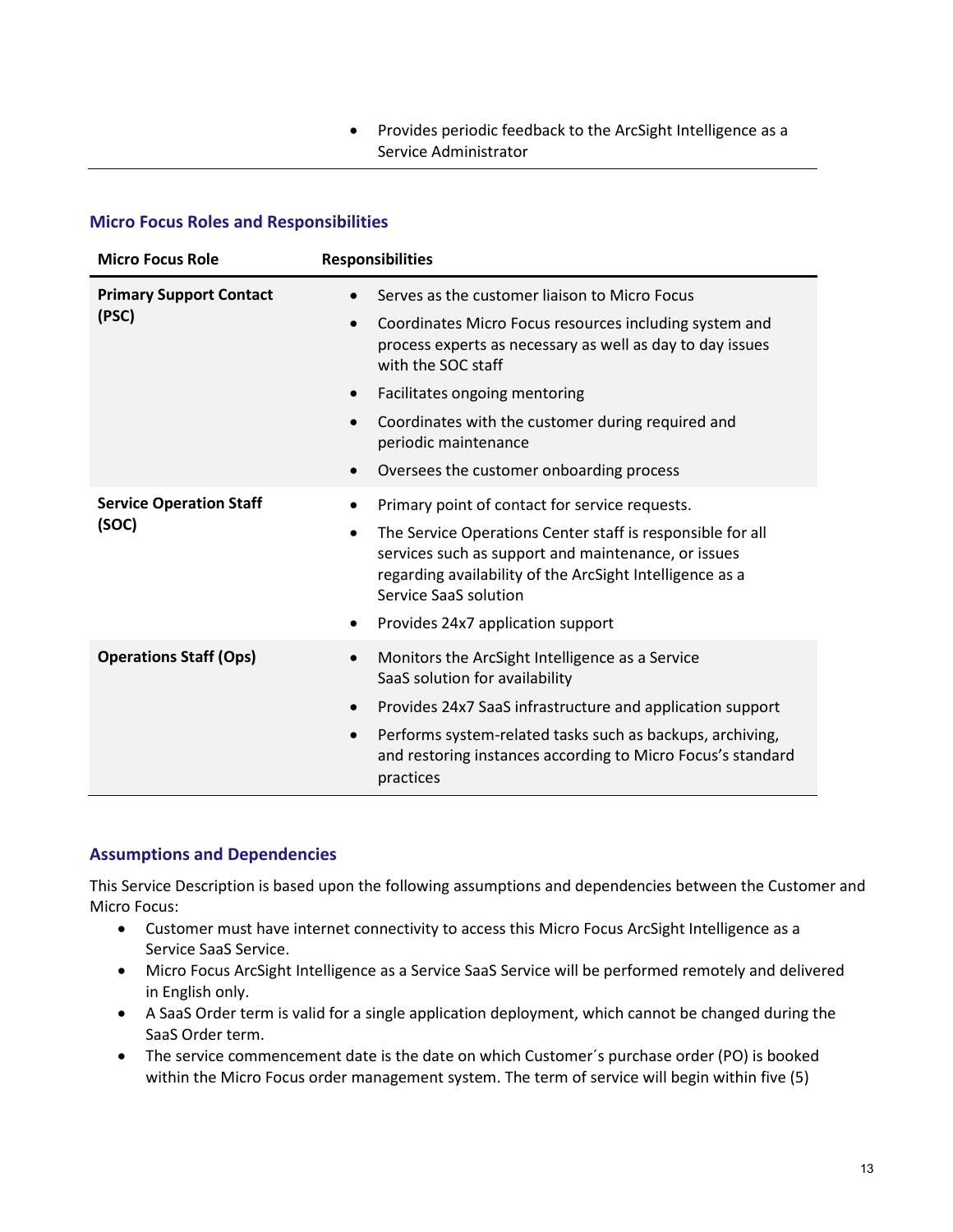- Provides periodic feedback to the ArcSight Intelligence as a Service Administrator

### Micro Focus Roles and Responsibilities

| Micro Focus Role | Responsibilities |
| --- | --- |
| **Primary Support Contact (PSC)** | • Serves as the customer liaison to Micro Focus<br>• Coordinates Micro Focus resources including system and process experts as necessary as well as day to day issues with the SOC staff<br>• Facilitates ongoing mentoring<br>• Coordinates with the customer during required and periodic maintenance<br>• Oversees the customer onboarding process |
| **Service Operation Staff (SOC)** | • Primary point of contact for service requests.<br>• The Service Operations Center staff is responsible for all services such as support and maintenance, or issues regarding availability of the ArcSight Intelligence as a Service SaaS solution<br>• Provides 24x7 application support |
| **Operations Staff (Ops)** | • Monitors the ArcSight Intelligence as a Service SaaS solution for availability<br>• Provides 24x7 SaaS infrastructure and application support<br>• Performs system-related tasks such as backups, archiving, and restoring instances according to Micro Focus's standard practices |

### Assumptions and Dependencies

This Service Description is based upon the following assumptions and dependencies between the Customer and Micro Focus:

- Customer must have internet connectivity to access this Micro Focus ArcSight Intelligence as a Service SaaS Service.
- Micro Focus ArcSight Intelligence as a Service SaaS Service will be performed remotely and delivered in English only.
- A SaaS Order term is valid for a single application deployment, which cannot be changed during the SaaS Order term.
- The service commencement date is the date on which Customer´s purchase order (PO) is booked within the Micro Focus order management system. The term of service will begin within five (5)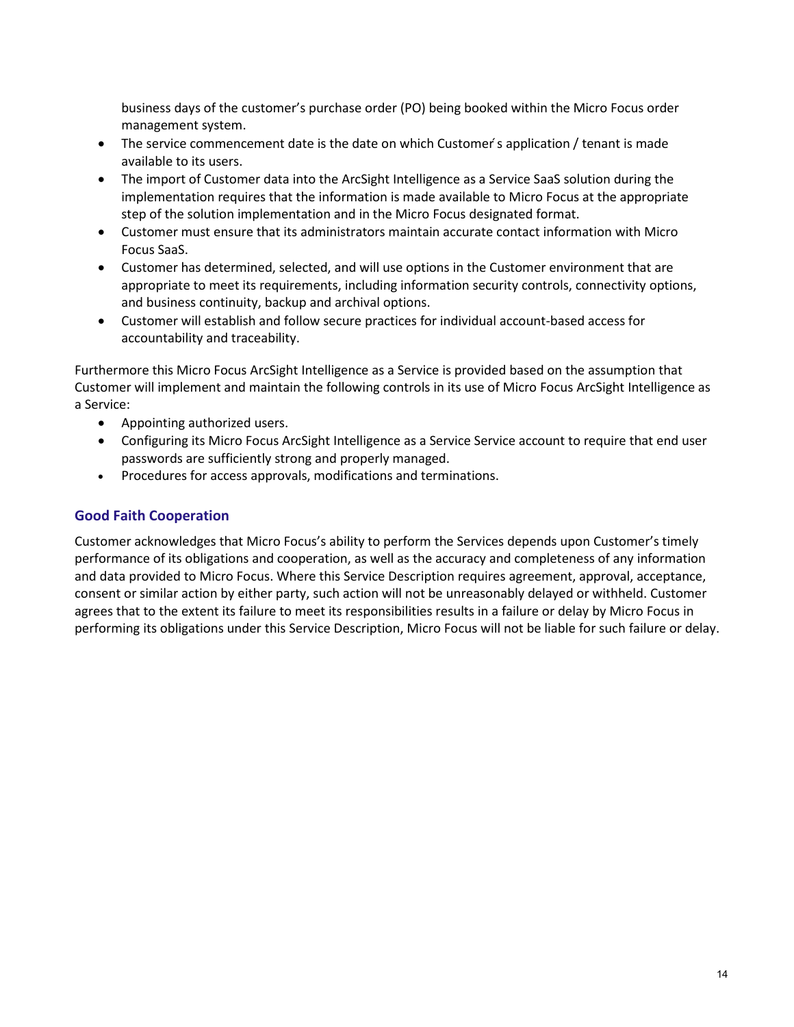business days of the customer's purchase order (PO) being booked within the Micro Focus order management system.

- The service commencement date is the date on which Customer ́s application / tenant is made available to its users.
- The import of Customer data into the ArcSight Intelligence as a Service SaaS solution during the implementation requires that the information is made available to Micro Focus at the appropriate step of the solution implementation and in the Micro Focus designated format.
- Customer must ensure that its administrators maintain accurate contact information with Micro Focus SaaS.
- Customer has determined, selected, and will use options in the Customer environment that are appropriate to meet its requirements, including information security controls, connectivity options, and business continuity, backup and archival options.
- Customer will establish and follow secure practices for individual account-based access for accountability and traceability.

Furthermore this Micro Focus ArcSight Intelligence as a Service is provided based on the assumption that Customer will implement and maintain the following controls in its use of Micro Focus ArcSight Intelligence as a Service:

- Appointing authorized users.
- Configuring its Micro Focus ArcSight Intelligence as a Service Service account to require that end user passwords are sufficiently strong and properly managed.
- Procedures for access approvals, modifications and terminations.

## Good Faith Cooperation

Customer acknowledges that Micro Focus's ability to perform the Services depends upon Customer's timely performance of its obligations and cooperation, as well as the accuracy and completeness of any information and data provided to Micro Focus. Where this Service Description requires agreement, approval, acceptance, consent or similar action by either party, such action will not be unreasonably delayed or withheld. Customer agrees that to the extent its failure to meet its responsibilities results in a failure or delay by Micro Focus in performing its obligations under this Service Description, Micro Focus will not be liable for such failure or delay.